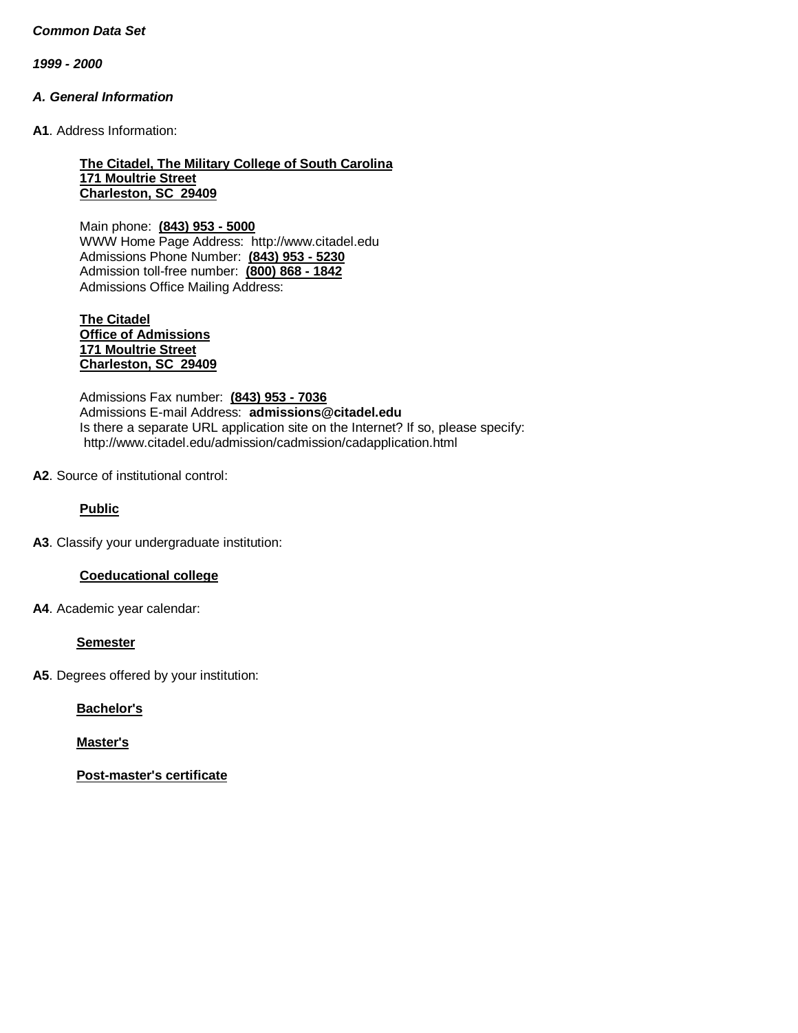***Common Data Set***

***1999 - 2000***

## *A. General Information*

**A1**. Address Information:

**The Citadel, The Military College of South Carolina**
**171 Moultrie Street**
**Charleston, SC 29409**

Main phone: **(843) 953 - 5000**
WWW Home Page Address: http://www.citadel.edu
Admissions Phone Number: **(843) 953 - 5230**
Admission toll-free number: **(800) 868 - 1842**
Admissions Office Mailing Address:

**The Citadel**
**Office of Admissions**
**171 Moultrie Street**
**Charleston, SC 29409**

Admissions Fax number: **(843) 953 - 7036**
Admissions E-mail Address: **admissions@citadel.edu**
Is there a separate URL application site on the Internet? If so, please specify:
http://www.citadel.edu/admission/cadmission/cadapplication.html

**A2**. Source of institutional control:

**Public**

**A3**. Classify your undergraduate institution:

**Coeducational college**

**A4**. Academic year calendar:

**Semester**

**A5**. Degrees offered by your institution:

**Bachelor's**

**Master's**

**Post-master's certificate**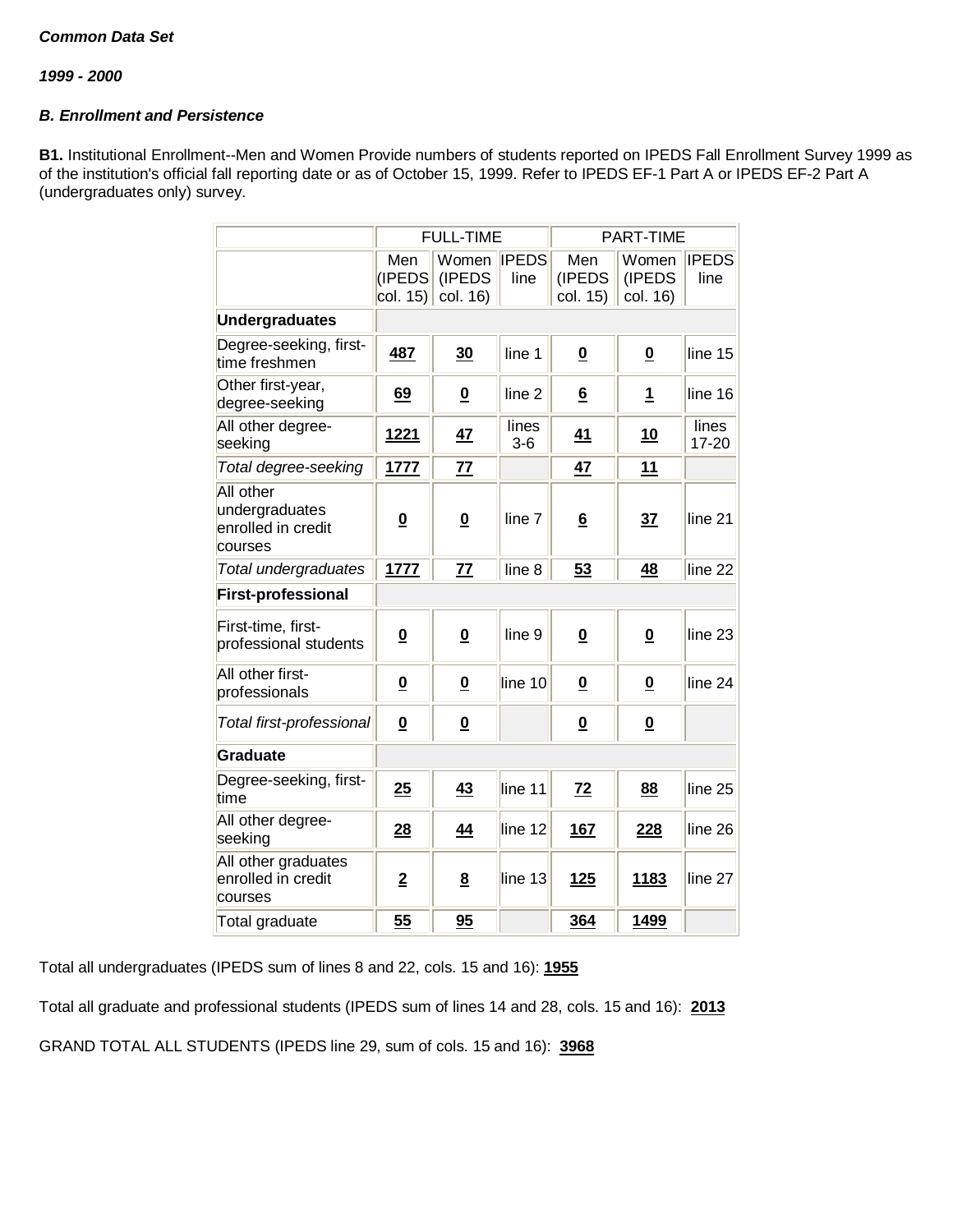***Common Data Set***

***1999 - 2000***

***B. Enrollment and Persistence***

**B1.** Institutional Enrollment--Men and Women Provide numbers of students reported on IPEDS Fall Enrollment Survey 1999 as of the institution's official fall reporting date or as of October 15, 1999. Refer to IPEDS EF-1 Part A or IPEDS EF-2 Part A (undergraduates only) survey.

| | FULL-TIME | | | PART-TIME | | |
|---|---|---|---|---|---|---|
| | Men (IPEDS col. 15) | Women (IPEDS col. 16) | IPEDS line | Men (IPEDS col. 15) | Women (IPEDS col. 16) | IPEDS line |
| **Undergraduates** | | | | | | |
| Degree-seeking, first-time freshmen | 487 | 30 | line 1 | 0 | 0 | line 15 |
| Other first-year, degree-seeking | 69 | 0 | line 2 | 6 | 1 | line 16 |
| All other degree-seeking | 1221 | 47 | lines 3-6 | 41 | 10 | lines 17-20 |
| *Total degree-seeking* | 1777 | 77 | | 47 | 11 | |
| All other undergraduates enrolled in credit courses | 0 | 0 | line 7 | 6 | 37 | line 21 |
| *Total undergraduates* | 1777 | 77 | line 8 | 53 | 48 | line 22 |
| **First-professional** | | | | | | |
| First-time, first-professional students | 0 | 0 | line 9 | 0 | 0 | line 23 |
| All other first-professionals | 0 | 0 | line 10 | 0 | 0 | line 24 |
| *Total first-professional* | 0 | 0 | | 0 | 0 | |
| **Graduate** | | | | | | |
| Degree-seeking, first-time | 25 | 43 | line 11 | 72 | 88 | line 25 |
| All other degree-seeking | 28 | 44 | line 12 | 167 | 228 | line 26 |
| All other graduates enrolled in credit courses | 2 | 8 | line 13 | 125 | 1183 | line 27 |
| Total graduate | 55 | 95 | | 364 | 1499 | |

Total all undergraduates (IPEDS sum of lines 8 and 22, cols. 15 and 16): **1955**

Total all graduate and professional students (IPEDS sum of lines 14 and 28, cols. 15 and 16): **2013**

GRAND TOTAL ALL STUDENTS (IPEDS line 29, sum of cols. 15 and 16): **3968**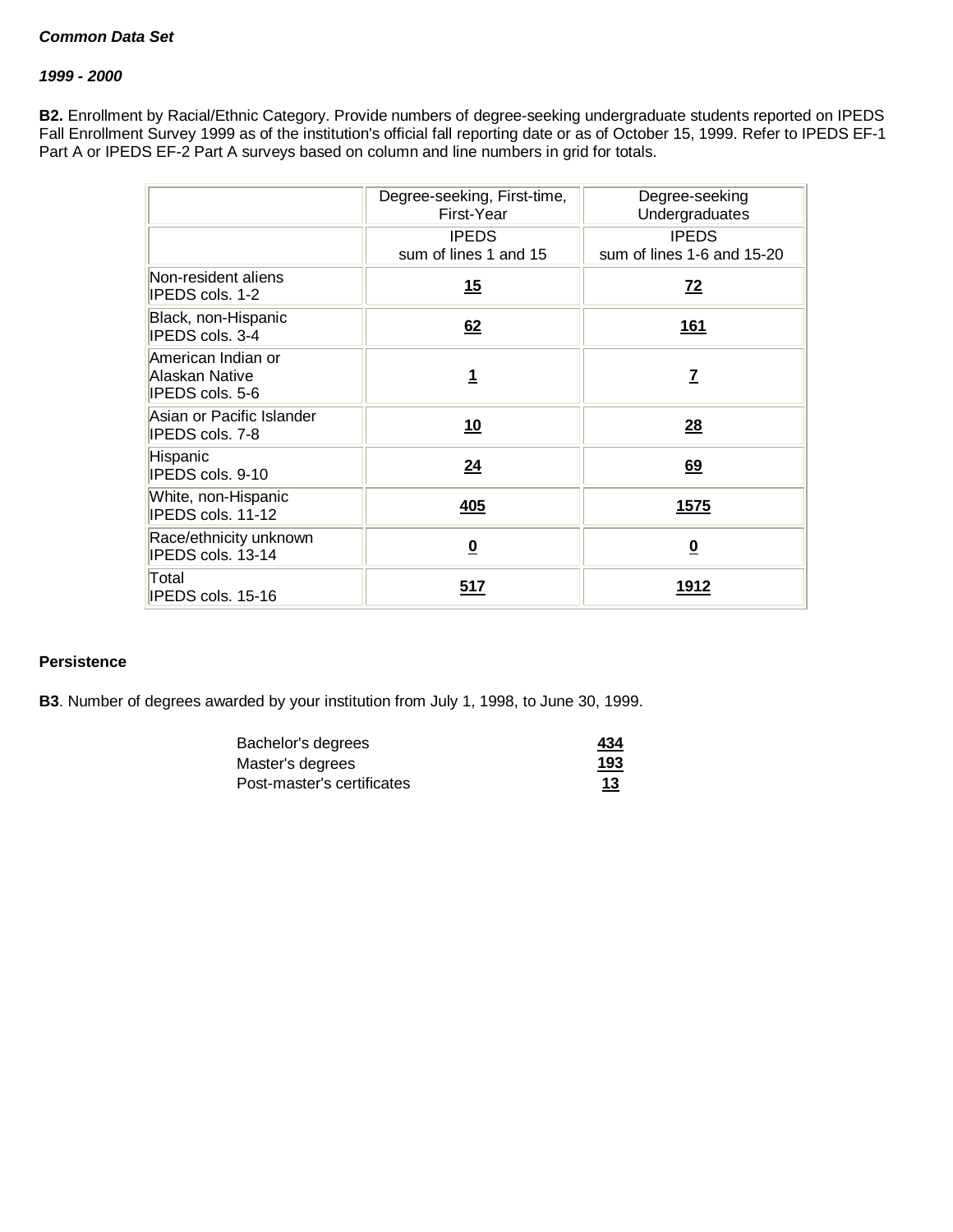***Common Data Set***

***1999 - 2000***

**B2.** Enrollment by Racial/Ethnic Category. Provide numbers of degree-seeking undergraduate students reported on IPEDS Fall Enrollment Survey 1999 as of the institution's official fall reporting date or as of October 15, 1999. Refer to IPEDS EF-1 Part A or IPEDS EF-2 Part A surveys based on column and line numbers in grid for totals.

| | Degree-seeking, First-time, First-Year | Degree-seeking Undergraduates |
|---|---|---|
| | IPEDS sum of lines 1 and 15 | IPEDS sum of lines 1-6 and 15-20 |
| Non-resident aliens IPEDS cols. 1-2 | 15 | 72 |
| Black, non-Hispanic IPEDS cols. 3-4 | 62 | 161 |
| American Indian or Alaskan Native IPEDS cols. 5-6 | 1 | 7 |
| Asian or Pacific Islander IPEDS cols. 7-8 | 10 | 28 |
| Hispanic IPEDS cols. 9-10 | 24 | 69 |
| White, non-Hispanic IPEDS cols. 11-12 | 405 | 1575 |
| Race/ethnicity unknown IPEDS cols. 13-14 | 0 | 0 |
| Total IPEDS cols. 15-16 | 517 | 1912 |

**Persistence**

**B3**. Number of degrees awarded by your institution from July 1, 1998, to June 30, 1999.

| | |
|---|---|
| Bachelor's degrees | 434 |
| Master's degrees | 193 |
| Post-master's certificates | 13 |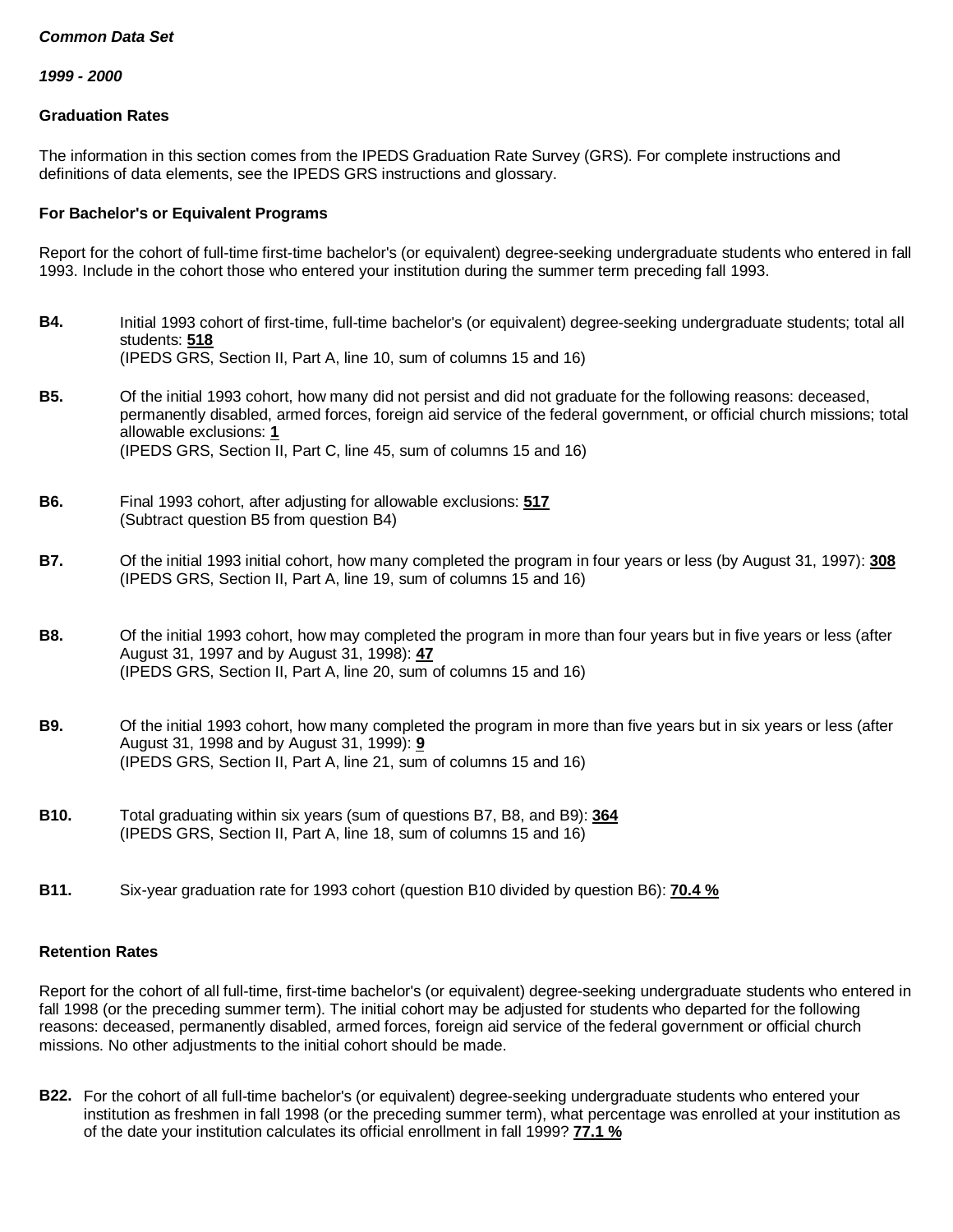***Common Data Set***

***1999 - 2000***

**Graduation Rates**

The information in this section comes from the IPEDS Graduation Rate Survey (GRS). For complete instructions and definitions of data elements, see the IPEDS GRS instructions and glossary.

**For Bachelor's or Equivalent Programs**

Report for the cohort of full-time first-time bachelor's (or equivalent) degree-seeking undergraduate students who entered in fall 1993. Include in the cohort those who entered your institution during the summer term preceding fall 1993.

**B4.** Initial 1993 cohort of first-time, full-time bachelor's (or equivalent) degree-seeking undergraduate students; total all students: **518**
(IPEDS GRS, Section II, Part A, line 10, sum of columns 15 and 16)

**B5.** Of the initial 1993 cohort, how many did not persist and did not graduate for the following reasons: deceased, permanently disabled, armed forces, foreign aid service of the federal government, or official church missions; total allowable exclusions: **1**
(IPEDS GRS, Section II, Part C, line 45, sum of columns 15 and 16)

**B6.** Final 1993 cohort, after adjusting for allowable exclusions: **517**
(Subtract question B5 from question B4)

**B7.** Of the initial 1993 initial cohort, how many completed the program in four years or less (by August 31, 1997): **308**
(IPEDS GRS, Section II, Part A, line 19, sum of columns 15 and 16)

**B8.** Of the initial 1993 cohort, how may completed the program in more than four years but in five years or less (after August 31, 1997 and by August 31, 1998): **47**
(IPEDS GRS, Section II, Part A, line 20, sum of columns 15 and 16)

**B9.** Of the initial 1993 cohort, how many completed the program in more than five years but in six years or less (after August 31, 1998 and by August 31, 1999): **9**
(IPEDS GRS, Section II, Part A, line 21, sum of columns 15 and 16)

**B10.** Total graduating within six years (sum of questions B7, B8, and B9): **364**
(IPEDS GRS, Section II, Part A, line 18, sum of columns 15 and 16)

**B11.** Six-year graduation rate for 1993 cohort (question B10 divided by question B6): **70.4 %**

**Retention Rates**

Report for the cohort of all full-time, first-time bachelor's (or equivalent) degree-seeking undergraduate students who entered in fall 1998 (or the preceding summer term). The initial cohort may be adjusted for students who departed for the following reasons: deceased, permanently disabled, armed forces, foreign aid service of the federal government or official church missions. No other adjustments to the initial cohort should be made.

**B22.** For the cohort of all full-time bachelor's (or equivalent) degree-seeking undergraduate students who entered your institution as freshmen in fall 1998 (or the preceding summer term), what percentage was enrolled at your institution as of the date your institution calculates its official enrollment in fall 1999? **77.1 %**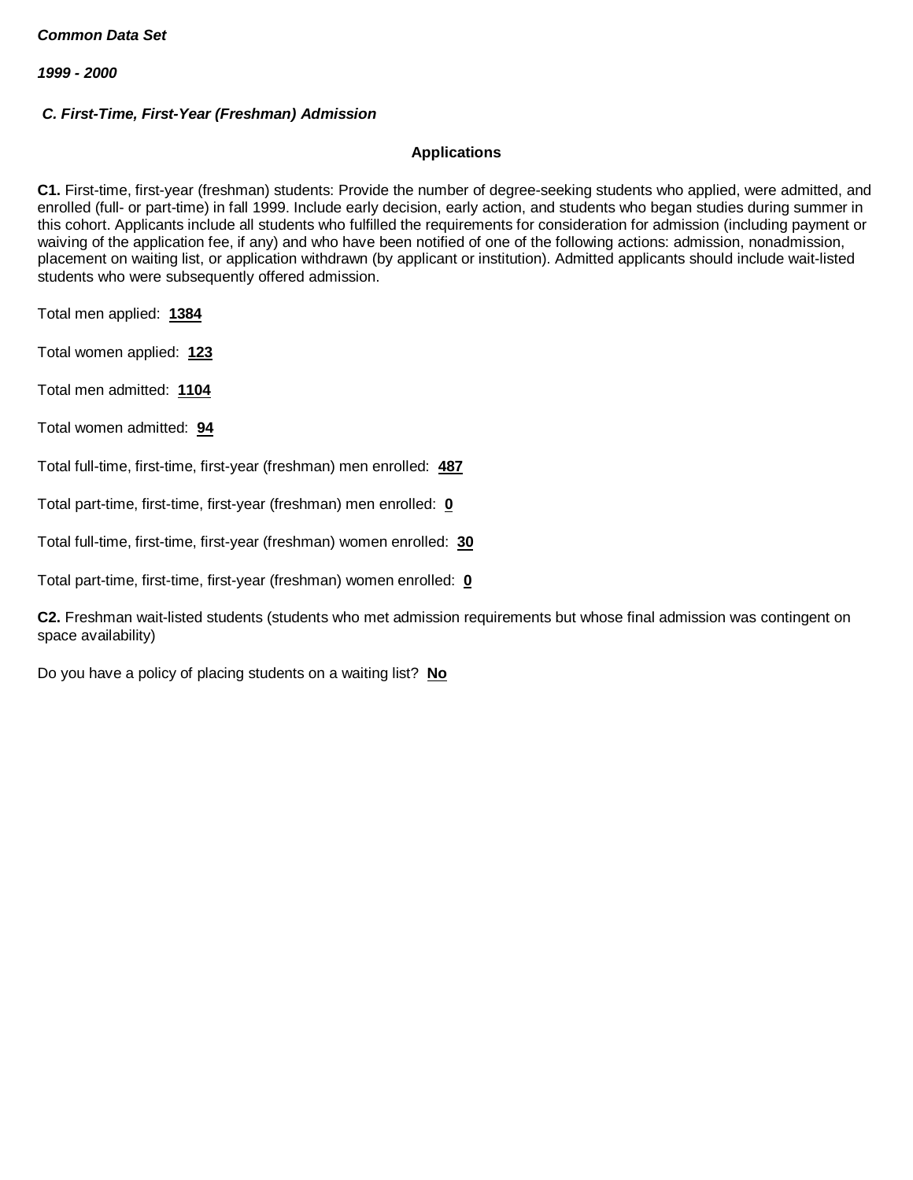***Common Data Set***

***1999 - 2000***

### *C. First-Time, First-Year (Freshman) Admission*

**Applications**

**C1.** First-time, first-year (freshman) students: Provide the number of degree-seeking students who applied, were admitted, and enrolled (full- or part-time) in fall 1999. Include early decision, early action, and students who began studies during summer in this cohort. Applicants include all students who fulfilled the requirements for consideration for admission (including payment or waiving of the application fee, if any) and who have been notified of one of the following actions: admission, nonadmission, placement on waiting list, or application withdrawn (by applicant or institution). Admitted applicants should include wait-listed students who were subsequently offered admission.

Total men applied: **1384**

Total women applied: **123**

Total men admitted: **1104**

Total women admitted: **94**

Total full-time, first-time, first-year (freshman) men enrolled: **487**

Total part-time, first-time, first-year (freshman) men enrolled: **0**

Total full-time, first-time, first-year (freshman) women enrolled: **30**

Total part-time, first-time, first-year (freshman) women enrolled: **0**

**C2.** Freshman wait-listed students (students who met admission requirements but whose final admission was contingent on space availability)

Do you have a policy of placing students on a waiting list? **No**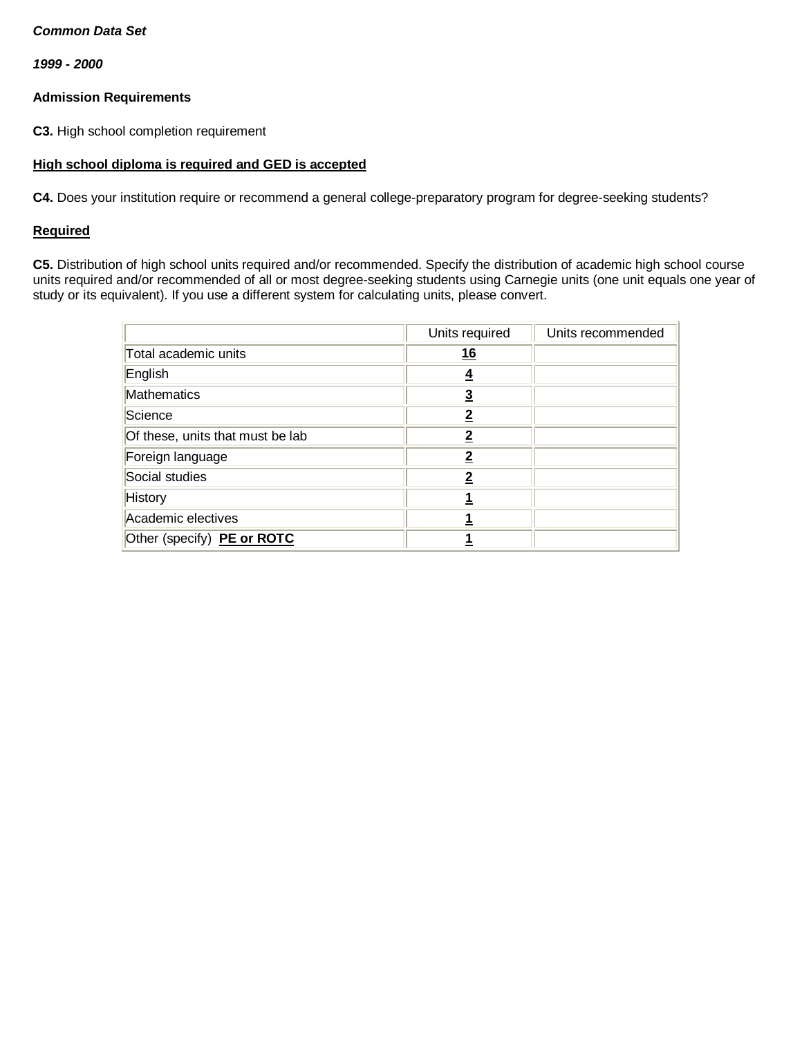***Common Data Set***

***1999 - 2000***

**Admission Requirements**

**C3.** High school completion requirement

**High school diploma is required and GED is accepted**

**C4.** Does your institution require or recommend a general college-preparatory program for degree-seeking students?

**Required**

**C5.** Distribution of high school units required and/or recommended. Specify the distribution of academic high school course units required and/or recommended of all or most degree-seeking students using Carnegie units (one unit equals one year of study or its equivalent). If you use a different system for calculating units, please convert.

| | Units required | Units recommended |
|---|---|---|
| Total academic units | **16** | |
| English | **4** | |
| Mathematics | **3** | |
| Science | **2** | |
| Of these, units that must be lab | **2** | |
| Foreign language | **2** | |
| Social studies | **2** | |
| History | **1** | |
| Academic electives | **1** | |
| Other (specify) **PE or ROTC** | **1** | |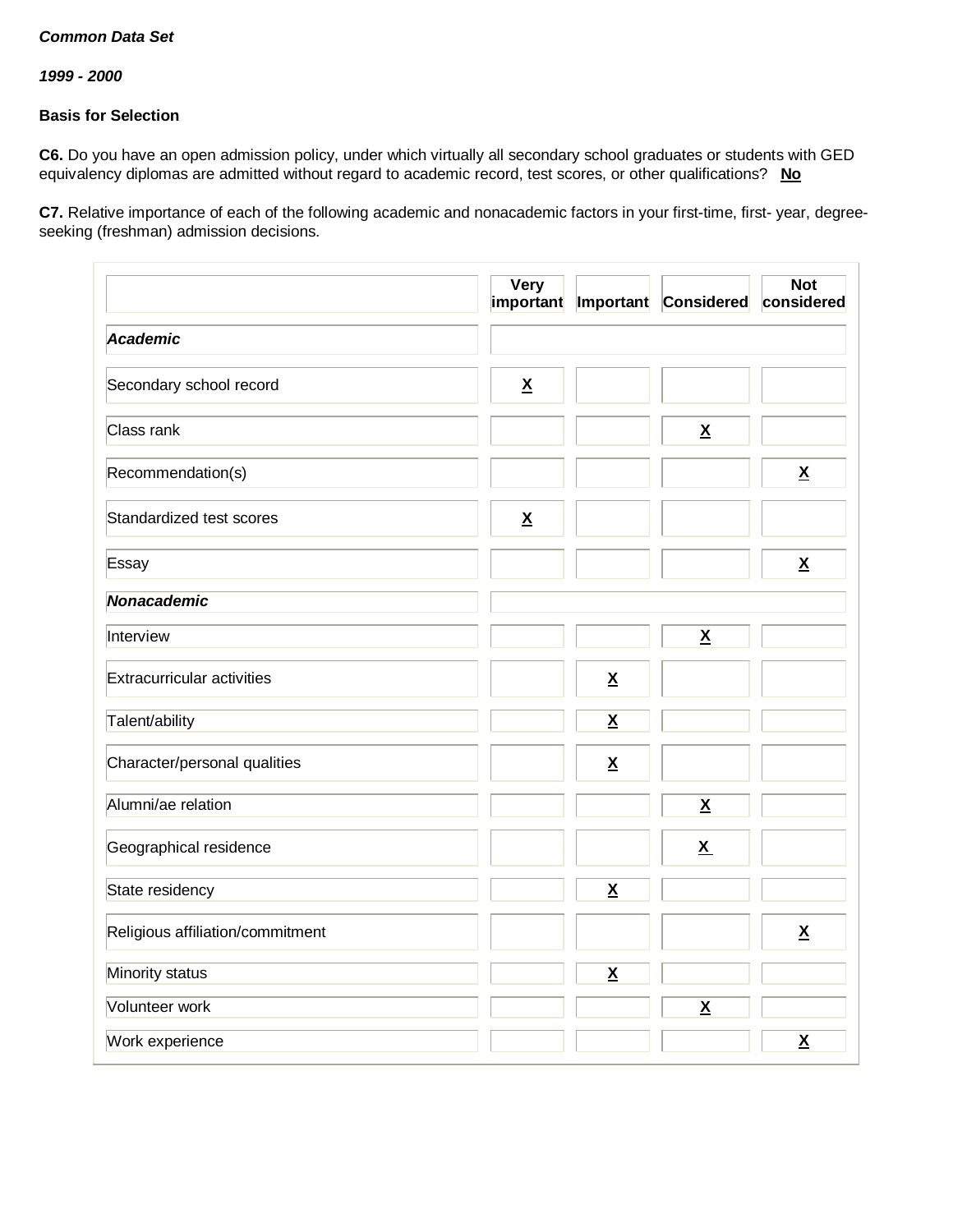*Common Data Set*

*1999 - 2000*

**Basis for Selection**

**C6.** Do you have an open admission policy, under which virtually all secondary school graduates or students with GED equivalency diplomas are admitted without regard to academic record, test scores, or other qualifications? **No**

**C7.** Relative importance of each of the following academic and nonacademic factors in your first-time, first- year, degree-seeking (freshman) admission decisions.

| | Very important | Important | Considered | Not considered |
|---|---|---|---|---|
| ***Academic*** | | | | |
| Secondary school record | X | | | |
| Class rank | | | X | |
| Recommendation(s) | | | | X |
| Standardized test scores | X | | | |
| Essay | | | | X |
| ***Nonacademic*** | | | | |
| Interview | | | X | |
| Extracurricular activities | | X | | |
| Talent/ability | | X | | |
| Character/personal qualities | | X | | |
| Alumni/ae relation | | | X | |
| Geographical residence | | | X | |
| State residency | | X | | |
| Religious affiliation/commitment | | | | X |
| Minority status | | X | | |
| Volunteer work | | | X | |
| Work experience | | | | X |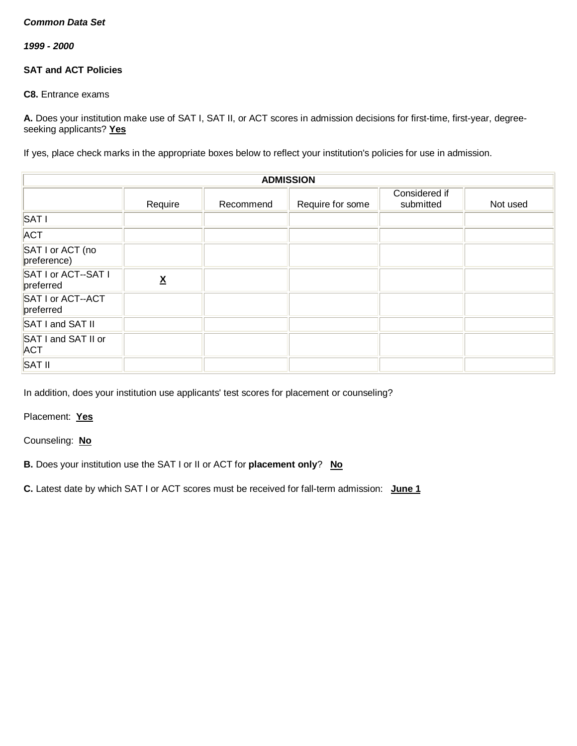***Common Data Set***

***1999 - 2000***

**SAT and ACT Policies**

**C8.** Entrance exams

**A.** Does your institution make use of SAT I, SAT II, or ACT scores in admission decisions for first-time, first-year, degree-seeking applicants? **Yes**

If yes, place check marks in the appropriate boxes below to reflect your institution's policies for use in admission.

| ADMISSION | | | | | |
|---|---|---|---|---|---|
| | Require | Recommend | Require for some | Considered if submitted | Not used |
| SAT I | | | | | |
| ACT | | | | | |
| SAT I or ACT (no preference) | | | | | |
| SAT I or ACT--SAT I preferred | **X** | | | | |
| SAT I or ACT--ACT preferred | | | | | |
| SAT I and SAT II | | | | | |
| SAT I and SAT II or ACT | | | | | |
| SAT II | | | | | |

In addition, does your institution use applicants' test scores for placement or counseling?

Placement: **Yes**

Counseling: **No**

**B.** Does your institution use the SAT I or II or ACT for **placement only**? **No**

**C.** Latest date by which SAT I or ACT scores must be received for fall-term admission: **June 1**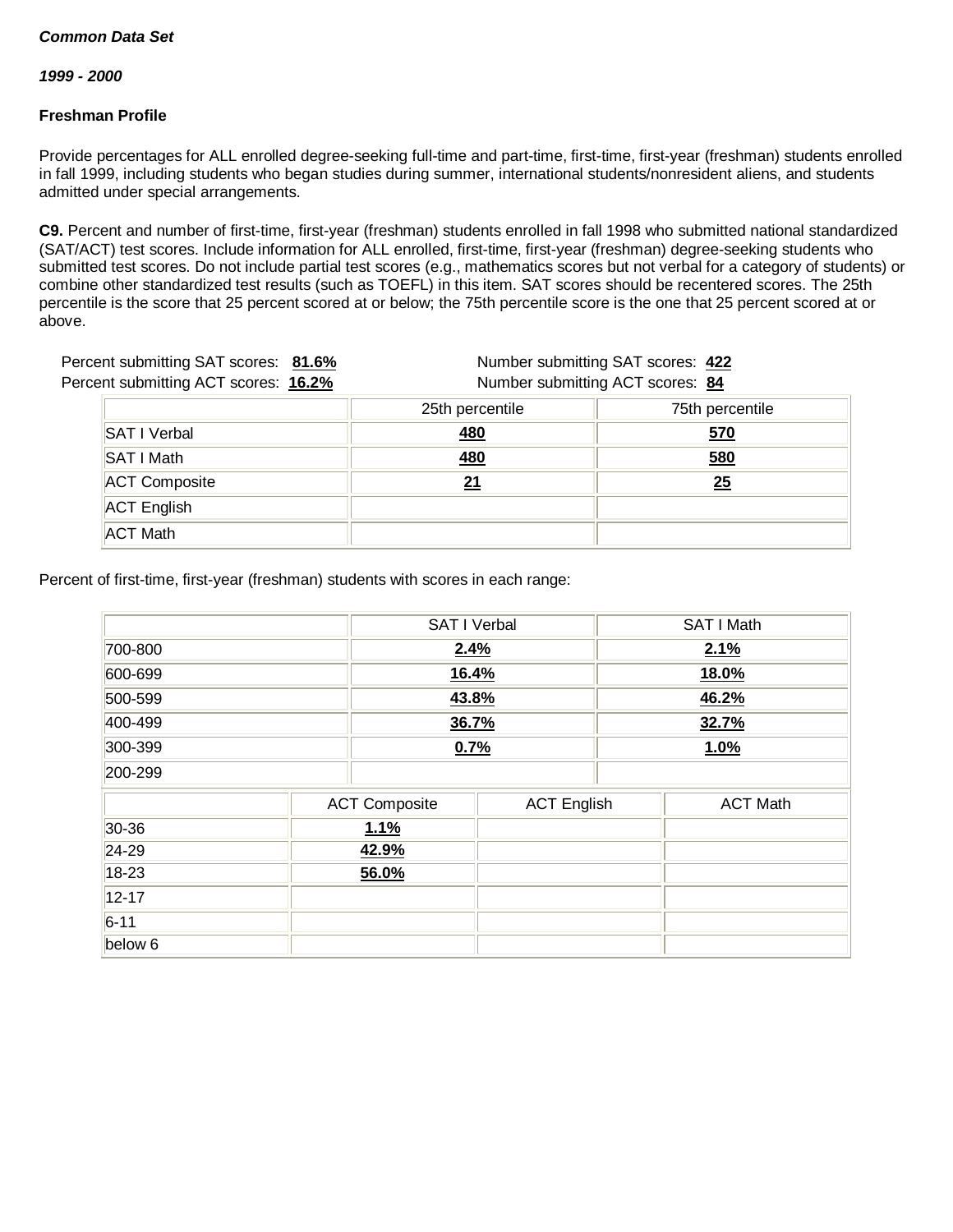***Common Data Set***

***1999 - 2000***

**Freshman Profile**

Provide percentages for ALL enrolled degree-seeking full-time and part-time, first-time, first-year (freshman) students enrolled in fall 1999, including students who began studies during summer, international students/nonresident aliens, and students admitted under special arrangements.

**C9.** Percent and number of first-time, first-year (freshman) students enrolled in fall 1998 who submitted national standardized (SAT/ACT) test scores. Include information for ALL enrolled, first-time, first-year (freshman) degree-seeking students who submitted test scores. Do not include partial test scores (e.g., mathematics scores but not verbal for a category of students) or combine other standardized test results (such as TOEFL) in this item. SAT scores should be recentered scores. The 25th percentile is the score that 25 percent scored at or below; the 75th percentile score is the one that 25 percent scored at or above.

Percent submitting SAT scores: **81.6%** Number submitting SAT scores: **422**

Percent submitting ACT scores: **16.2%** Number submitting ACT scores: **84**

| | 25th percentile | 75th percentile |
|---|---|---|
| SAT I Verbal | **480** | **570** |
| SAT I Math | **480** | **580** |
| ACT Composite | **21** | **25** |
| ACT English | | |
| ACT Math | | |

Percent of first-time, first-year (freshman) students with scores in each range:

| | SAT I Verbal | SAT I Math |
|---|---|---|
| 700-800 | **2.4%** | **2.1%** |
| 600-699 | **16.4%** | **18.0%** |
| 500-599 | **43.8%** | **46.2%** |
| 400-499 | **36.7%** | **32.7%** |
| 300-399 | **0.7%** | **1.0%** |
| 200-299 | | |

| | ACT Composite | ACT English | ACT Math |
|---|---|---|---|
| 30-36 | **1.1%** | | |
| 24-29 | **42.9%** | | |
| 18-23 | **56.0%** | | |
| 12-17 | | | |
| 6-11 | | | |
| below 6 | | | |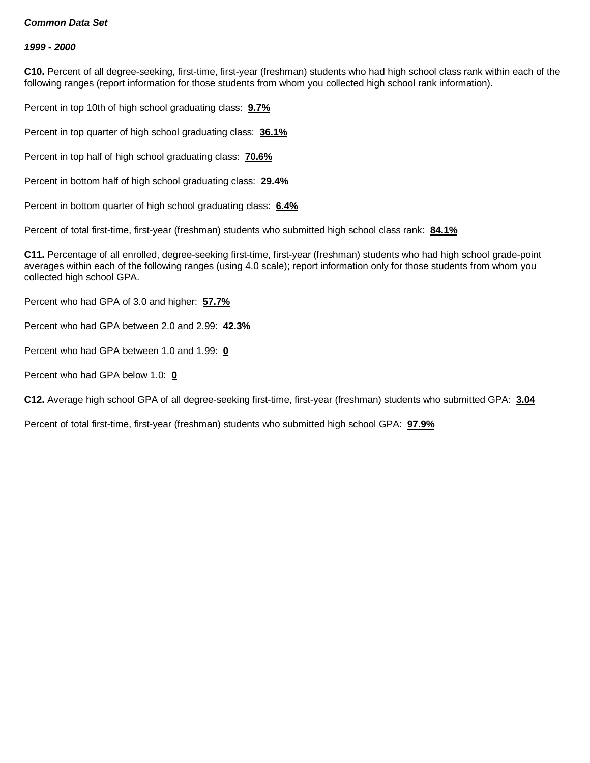***Common Data Set***

***1999 - 2000***

**C10.** Percent of all degree-seeking, first-time, first-year (freshman) students who had high school class rank within each of the following ranges (report information for those students from whom you collected high school rank information).

Percent in top 10th of high school graduating class: **9.7%**

Percent in top quarter of high school graduating class: **36.1%**

Percent in top half of high school graduating class: **70.6%**

Percent in bottom half of high school graduating class: **29.4%**

Percent in bottom quarter of high school graduating class: **6.4%**

Percent of total first-time, first-year (freshman) students who submitted high school class rank: **84.1%**

**C11.** Percentage of all enrolled, degree-seeking first-time, first-year (freshman) students who had high school grade-point averages within each of the following ranges (using 4.0 scale); report information only for those students from whom you collected high school GPA.

Percent who had GPA of 3.0 and higher: **57.7%**

Percent who had GPA between 2.0 and 2.99: **42.3%**

Percent who had GPA between 1.0 and 1.99: **0**

Percent who had GPA below 1.0: **0**

**C12.** Average high school GPA of all degree-seeking first-time, first-year (freshman) students who submitted GPA: **3.04**

Percent of total first-time, first-year (freshman) students who submitted high school GPA: **97.9%**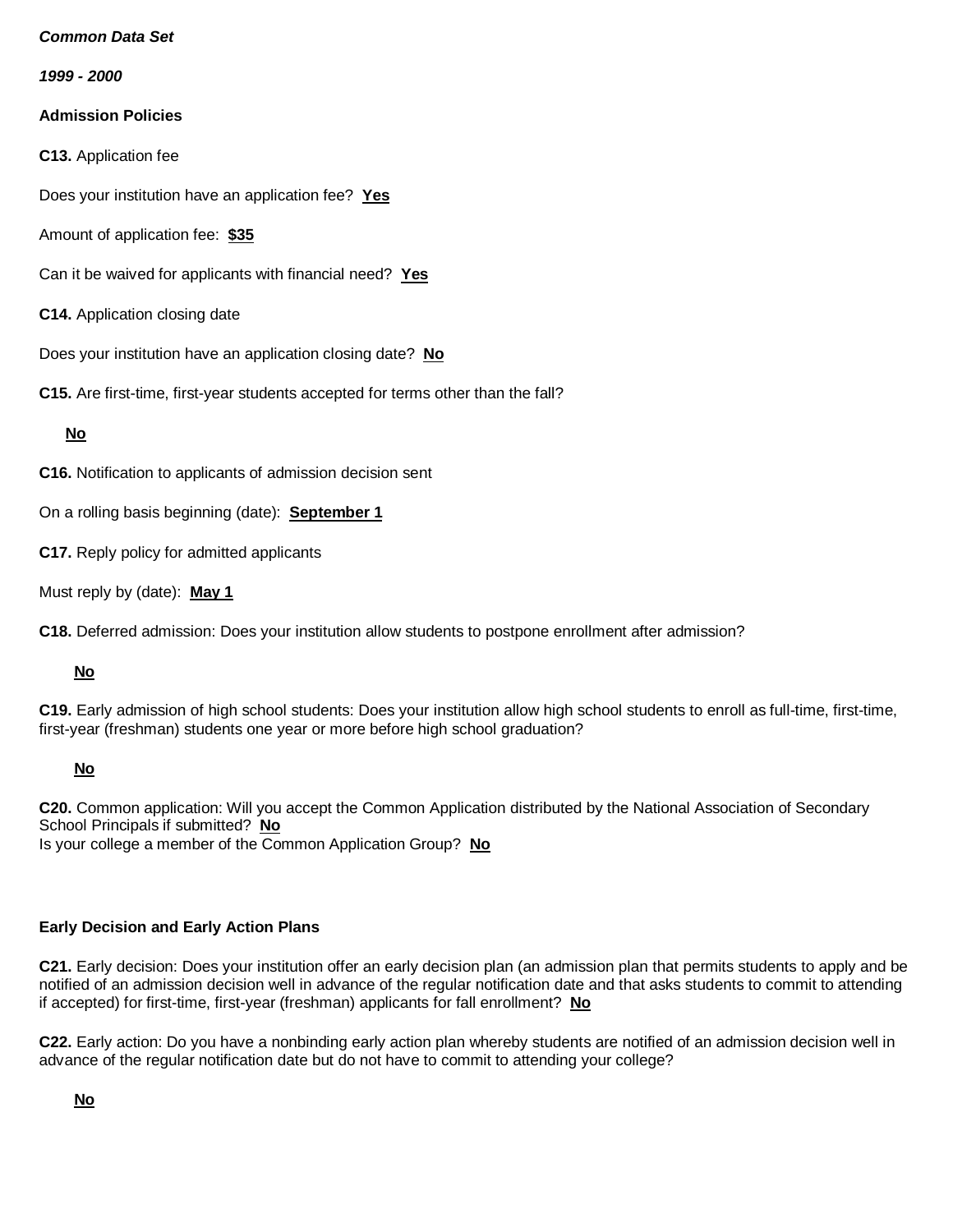***Common Data Set***

***1999 - 2000***

**Admission Policies**

**C13.** Application fee

Does your institution have an application fee? **Yes**

Amount of application fee: **$35**

Can it be waived for applicants with financial need? **Yes**

**C14.** Application closing date

Does your institution have an application closing date? **No**

**C15.** Are first-time, first-year students accepted for terms other than the fall?

**No**

**C16.** Notification to applicants of admission decision sent

On a rolling basis beginning (date): **September 1**

**C17.** Reply policy for admitted applicants

Must reply by (date): **May 1**

**C18.** Deferred admission: Does your institution allow students to postpone enrollment after admission?

**No**

**C19.** Early admission of high school students: Does your institution allow high school students to enroll as full-time, first-time, first-year (freshman) students one year or more before high school graduation?

**No**

**C20.** Common application: Will you accept the Common Application distributed by the National Association of Secondary School Principals if submitted? **No**
Is your college a member of the Common Application Group? **No**

**Early Decision and Early Action Plans**

**C21.** Early decision: Does your institution offer an early decision plan (an admission plan that permits students to apply and be notified of an admission decision well in advance of the regular notification date and that asks students to commit to attending if accepted) for first-time, first-year (freshman) applicants for fall enrollment? **No**

**C22.** Early action: Do you have a nonbinding early action plan whereby students are notified of an admission decision well in advance of the regular notification date but do not have to commit to attending your college?

**No**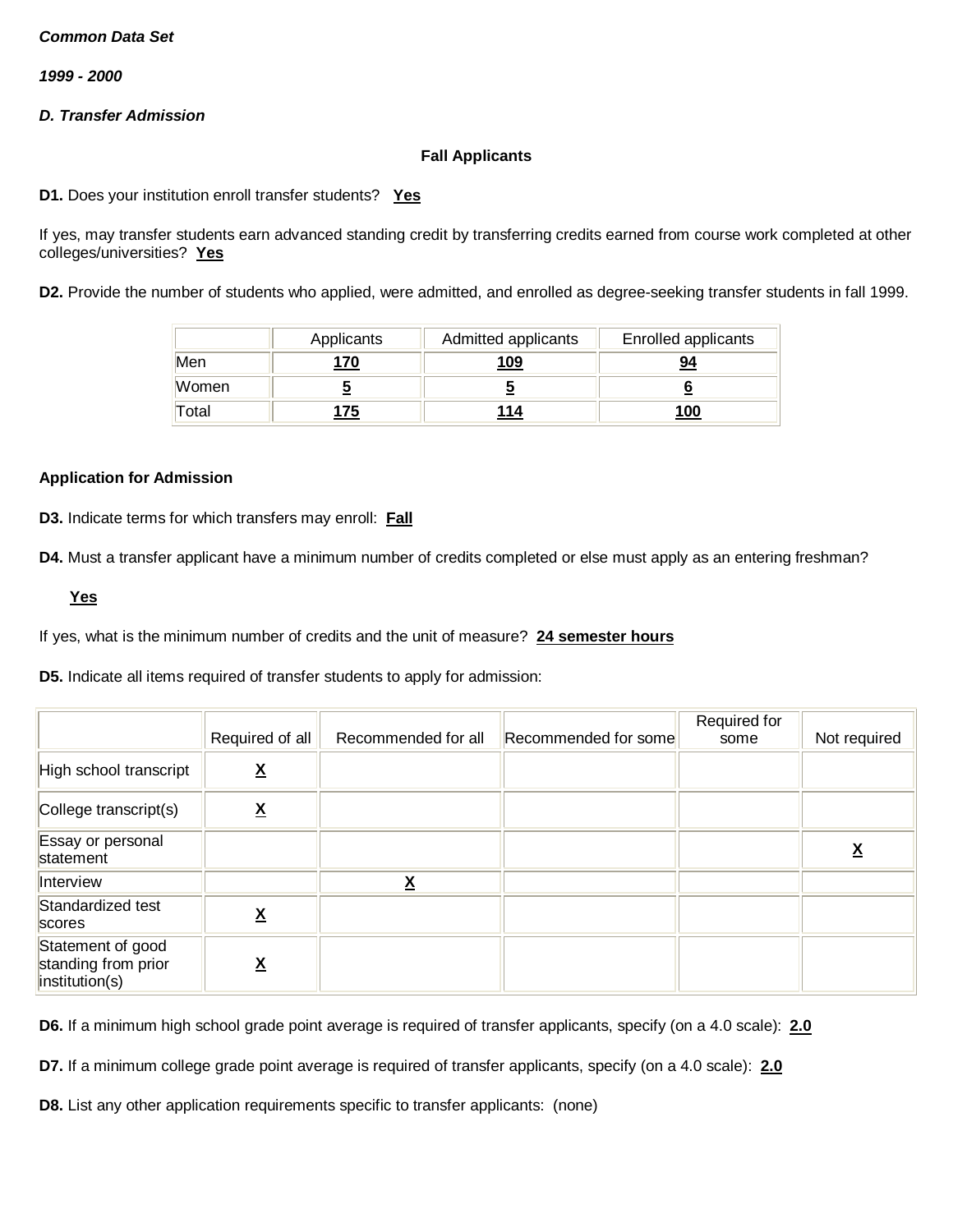***Common Data Set***

***1999 - 2000***

***D. Transfer Admission***

**Fall Applicants**

**D1.** Does your institution enroll transfer students? **Yes**

If yes, may transfer students earn advanced standing credit by transferring credits earned from course work completed at other colleges/universities? **Yes**

**D2.** Provide the number of students who applied, were admitted, and enrolled as degree-seeking transfer students in fall 1999.

| | Applicants | Admitted applicants | Enrolled applicants |
|---|---|---|---|
| Men | **170** | **109** | **94** |
| Women | **5** | **5** | **6** |
| Total | **175** | **114** | **100** |

**Application for Admission**

**D3.** Indicate terms for which transfers may enroll: **Fall**

**D4.** Must a transfer applicant have a minimum number of credits completed or else must apply as an entering freshman?

**Yes**

If yes, what is the minimum number of credits and the unit of measure? **24 semester hours**

**D5.** Indicate all items required of transfer students to apply for admission:

| | Required of all | Recommended for all | Recommended for some | Required for some | Not required |
|---|---|---|---|---|---|
| High school transcript | **X** | | | | |
| College transcript(s) | **X** | | | | |
| Essay or personal statement | | | | | **X** |
| Interview | | **X** | | | |
| Standardized test scores | **X** | | | | |
| Statement of good standing from prior institution(s) | **X** | | | | |

**D6.** If a minimum high school grade point average is required of transfer applicants, specify (on a 4.0 scale): **2.0**

**D7.** If a minimum college grade point average is required of transfer applicants, specify (on a 4.0 scale): **2.0**

**D8.** List any other application requirements specific to transfer applicants: (none)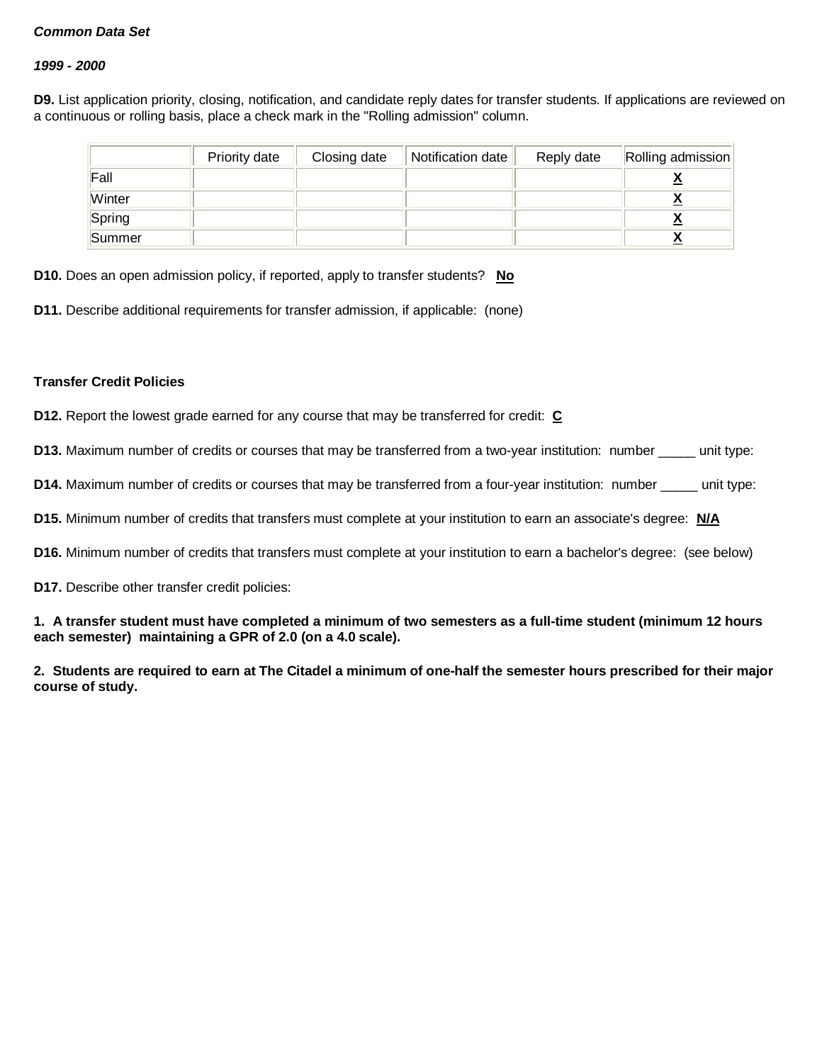*Common Data Set*

*1999 - 2000*

**D9.** List application priority, closing, notification, and candidate reply dates for transfer students. If applications are reviewed on a continuous or rolling basis, place a check mark in the "Rolling admission" column.

| | Priority date | Closing date | Notification date | Reply date | Rolling admission |
|---|---|---|---|---|---|
| Fall | | | | | X |
| Winter | | | | | X |
| Spring | | | | | X |
| Summer | | | | | X |

**D10.** Does an open admission policy, if reported, apply to transfer students? **No**

**D11.** Describe additional requirements for transfer admission, if applicable: (none)

**Transfer Credit Policies**

**D12.** Report the lowest grade earned for any course that may be transferred for credit: **C**

**D13.** Maximum number of credits or courses that may be transferred from a two-year institution: number _____ unit type:

**D14.** Maximum number of credits or courses that may be transferred from a four-year institution: number _____ unit type:

**D15.** Minimum number of credits that transfers must complete at your institution to earn an associate's degree: **N/A**

**D16.** Minimum number of credits that transfers must complete at your institution to earn a bachelor's degree: (see below)

**D17.** Describe other transfer credit policies:

**1. A transfer student must have completed a minimum of two semesters as a full-time student (minimum 12 hours each semester) maintaining a GPR of 2.0 (on a 4.0 scale).**

**2. Students are required to earn at The Citadel a minimum of one-half the semester hours prescribed for their major course of study.**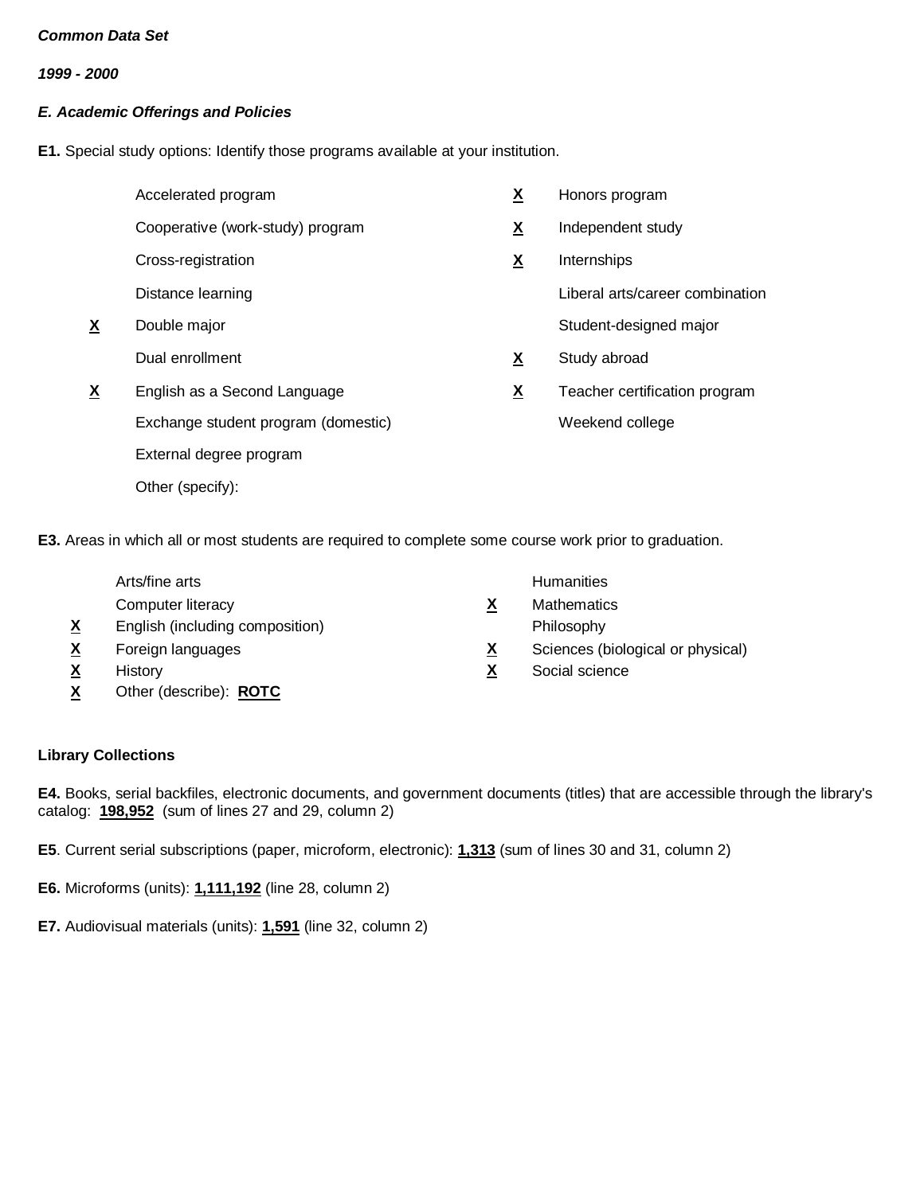***Common Data Set***

***1999 - 2000***

***E. Academic Offerings and Policies***

**E1.** Special study options: Identify those programs available at your institution.

| | | | |
|---|---|---|---|
| | Accelerated program | **X** | Honors program |
| | Cooperative (work-study) program | **X** | Independent study |
| | Cross-registration | **X** | Internships |
| | Distance learning | | Liberal arts/career combination |
| **X** | Double major | | Student-designed major |
| | Dual enrollment | **X** | Study abroad |
| **X** | English as a Second Language | **X** | Teacher certification program |
| | Exchange student program (domestic) | | Weekend college |
| | External degree program | | |
| | Other (specify): | | |

**E3.** Areas in which all or most students are required to complete some course work prior to graduation.

| | | | |
|---|---|---|---|
| | Arts/fine arts | | Humanities |
| | Computer literacy | **X** | Mathematics |
| **X** | English (including composition) | | Philosophy |
| **X** | Foreign languages | **X** | Sciences (biological or physical) |
| **X** | History | **X** | Social science |
| **X** | Other (describe): **ROTC** | | |

**Library Collections**

**E4.** Books, serial backfiles, electronic documents, and government documents (titles) that are accessible through the library's catalog: **198,952** (sum of lines 27 and 29, column 2)

**E5**. Current serial subscriptions (paper, microform, electronic): **1,313** (sum of lines 30 and 31, column 2)

**E6.** Microforms (units): **1,111,192** (line 28, column 2)

**E7.** Audiovisual materials (units): **1,591** (line 32, column 2)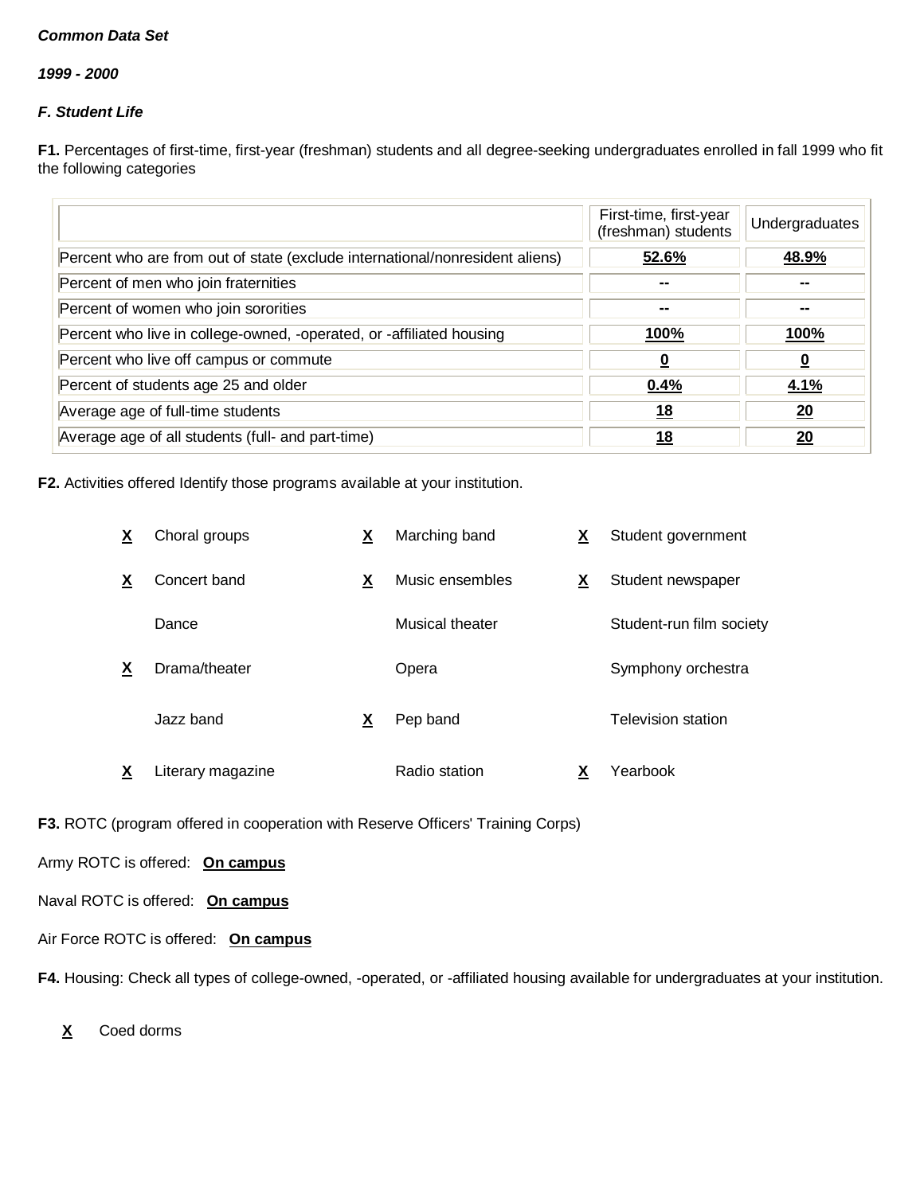***Common Data Set***

***1999 - 2000***

***F. Student Life***

**F1.** Percentages of first-time, first-year (freshman) students and all degree-seeking undergraduates enrolled in fall 1999 who fit the following categories

| | First-time, first-year (freshman) students | Undergraduates |
|---|---|---|
| Percent who are from out of state (exclude international/nonresident aliens) | 52.6% | 48.9% |
| Percent of men who join fraternities | -- | -- |
| Percent of women who join sororities | -- | -- |
| Percent who live in college-owned, -operated, or -affiliated housing | 100% | 100% |
| Percent who live off campus or commute | 0 | 0 |
| Percent of students age 25 and older | 0.4% | 4.1% |
| Average age of full-time students | 18 | 20 |
| Average age of all students (full- and part-time) | 18 | 20 |

**F2.** Activities offered Identify those programs available at your institution.

| | | | | | |
|---|---|---|---|---|---|
| X | Choral groups | X | Marching band | X | Student government |
| X | Concert band | X | Music ensembles | X | Student newspaper |
| | Dance | | Musical theater | | Student-run film society |
| X | Drama/theater | | Opera | | Symphony orchestra |
| | Jazz band | X | Pep band | | Television station |
| X | Literary magazine | | Radio station | X | Yearbook |

**F3.** ROTC (program offered in cooperation with Reserve Officers' Training Corps)

Army ROTC is offered: **On campus**

Naval ROTC is offered: **On campus**

Air Force ROTC is offered: **On campus**

**F4.** Housing: Check all types of college-owned, -operated, or -affiliated housing available for undergraduates at your institution.

**X** Coed dorms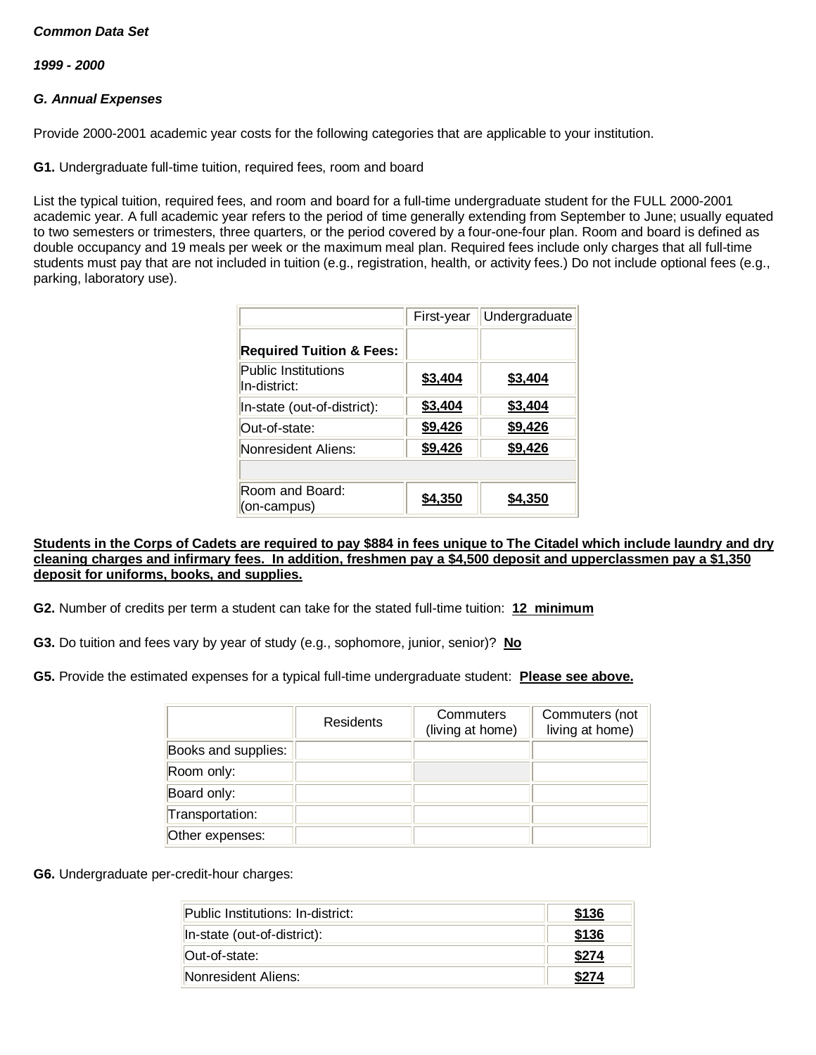***Common Data Set***

***1999 - 2000***

***G. Annual Expenses***

Provide 2000-2001 academic year costs for the following categories that are applicable to your institution.

**G1.** Undergraduate full-time tuition, required fees, room and board

List the typical tuition, required fees, and room and board for a full-time undergraduate student for the FULL 2000-2001 academic year. A full academic year refers to the period of time generally extending from September to June; usually equated to two semesters or trimesters, three quarters, or the period covered by a four-one-four plan. Room and board is defined as double occupancy and 19 meals per week or the maximum meal plan. Required fees include only charges that all full-time students must pay that are not included in tuition (e.g., registration, health, or activity fees.) Do not include optional fees (e.g., parking, laboratory use).

| | First-year | Undergraduate |
|---|---|---|
| **Required Tuition & Fees:** | | |
| Public Institutions In-district: | **$3,404** | **$3,404** |
| In-state (out-of-district): | **$3,404** | **$3,404** |
| Out-of-state: | **$9,426** | **$9,426** |
| Nonresident Aliens: | **$9,426** | **$9,426** |
| | | |
| Room and Board: (on-campus) | **$4,350** | **$4,350** |

**Students in the Corps of Cadets are required to pay $884 in fees unique to The Citadel which include laundry and dry cleaning charges and infirmary fees. In addition, freshmen pay a $4,500 deposit and upperclassmen pay a $1,350 deposit for uniforms, books, and supplies.**

**G2.** Number of credits per term a student can take for the stated full-time tuition: **12 minimum**

**G3.** Do tuition and fees vary by year of study (e.g., sophomore, junior, senior)? **No**

**G5.** Provide the estimated expenses for a typical full-time undergraduate student: **Please see above.**

| | Residents | Commuters (living at home) | Commuters (not living at home) |
|---|---|---|---|
| Books and supplies: | | | |
| Room only: | | | |
| Board only: | | | |
| Transportation: | | | |
| Other expenses: | | | |

**G6.** Undergraduate per-credit-hour charges:

| | |
|---|---|
| Public Institutions: In-district: | **$136** |
| In-state (out-of-district): | **$136** |
| Out-of-state: | **$274** |
| Nonresident Aliens: | **$274** |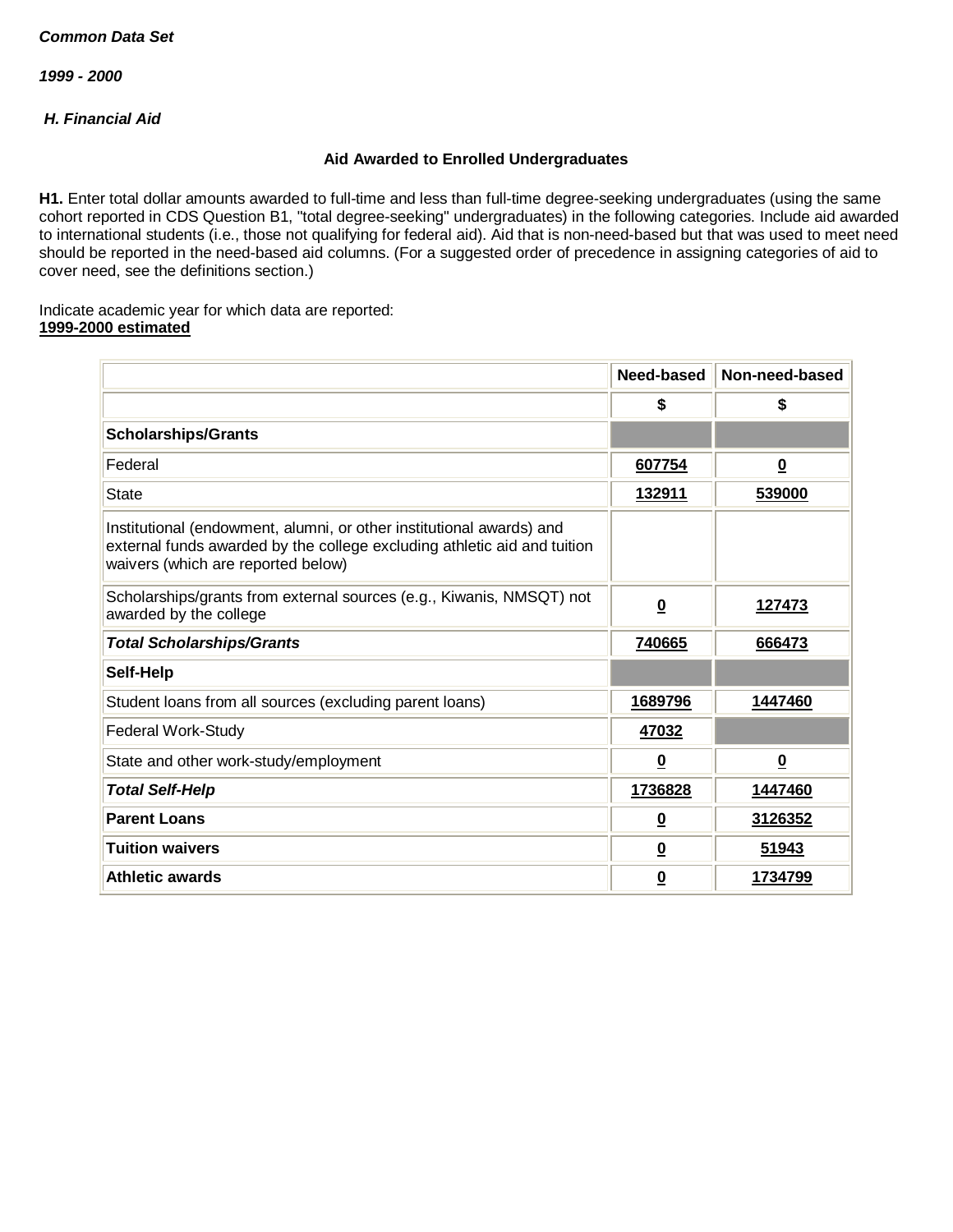***Common Data Set***

***1999 - 2000***

***H. Financial Aid***

**Aid Awarded to Enrolled Undergraduates**

**H1.** Enter total dollar amounts awarded to full-time and less than full-time degree-seeking undergraduates (using the same cohort reported in CDS Question B1, "total degree-seeking" undergraduates) in the following categories. Include aid awarded to international students (i.e., those not qualifying for federal aid). Aid that is non-need-based but that was used to meet need should be reported in the need-based aid columns. (For a suggested order of precedence in assigning categories of aid to cover need, see the definitions section.)

Indicate academic year for which data are reported:
**1999-2000 estimated**

| | Need-based | Non-need-based |
|---|---|---|
| | $ | $ |
| **Scholarships/Grants** | | |
| Federal | 607754 | 0 |
| State | 132911 | 539000 |
| Institutional (endowment, alumni, or other institutional awards) and external funds awarded by the college excluding athletic aid and tuition waivers (which are reported below) | | |
| Scholarships/grants from external sources (e.g., Kiwanis, NMSQT) not awarded by the college | 0 | 127473 |
| ***Total Scholarships/Grants*** | 740665 | 666473 |
| **Self-Help** | | |
| Student loans from all sources (excluding parent loans) | 1689796 | 1447460 |
| Federal Work-Study | 47032 | |
| State and other work-study/employment | 0 | 0 |
| ***Total Self-Help*** | 1736828 | 1447460 |
| **Parent Loans** | 0 | 3126352 |
| **Tuition waivers** | 0 | 51943 |
| **Athletic awards** | 0 | 1734799 |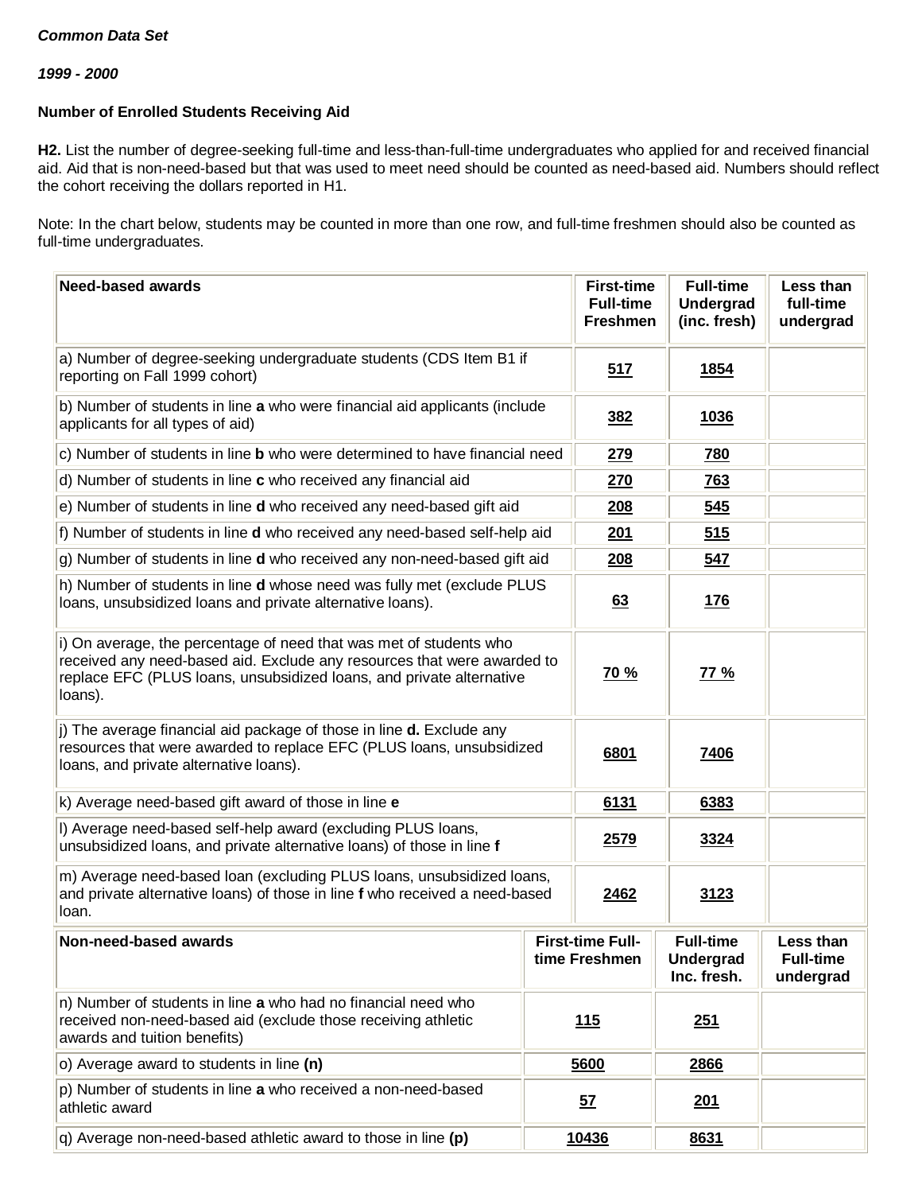***Common Data Set***

***1999 - 2000***

**Number of Enrolled Students Receiving Aid**

**H2.** List the number of degree-seeking full-time and less-than-full-time undergraduates who applied for and received financial aid. Aid that is non-need-based but that was used to meet need should be counted as need-based aid. Numbers should reflect the cohort receiving the dollars reported in H1.

Note: In the chart below, students may be counted in more than one row, and full-time freshmen should also be counted as full-time undergraduates.

| **Need-based awards** | **First-time Full-time Freshmen** | **Full-time Undergrad (inc. fresh)** | **Less than full-time undergrad** |
|---|---|---|---|
| a) Number of degree-seeking undergraduate students (CDS Item B1 if reporting on Fall 1999 cohort) | 517 | 1854 | |
| b) Number of students in line **a** who were financial aid applicants (include applicants for all types of aid) | 382 | 1036 | |
| c) Number of students in line **b** who were determined to have financial need | 279 | 780 | |
| d) Number of students in line **c** who received any financial aid | 270 | 763 | |
| e) Number of students in line **d** who received any need-based gift aid | 208 | 545 | |
| f) Number of students in line **d** who received any need-based self-help aid | 201 | 515 | |
| g) Number of students in line **d** who received any non-need-based gift aid | 208 | 547 | |
| h) Number of students in line **d** whose need was fully met (exclude PLUS loans, unsubsidized loans and private alternative loans). | 63 | 176 | |
| i) On average, the percentage of need that was met of students who received any need-based aid. Exclude any resources that were awarded to replace EFC (PLUS loans, unsubsidized loans, and private alternative loans). | 70 % | 77 % | |
| j) The average financial aid package of those in line **d.** Exclude any resources that were awarded to replace EFC (PLUS loans, unsubsidized loans, and private alternative loans). | 6801 | 7406 | |
| k) Average need-based gift award of those in line **e** | 6131 | 6383 | |
| l) Average need-based self-help award (excluding PLUS loans, unsubsidized loans, and private alternative loans) of those in line **f** | 2579 | 3324 | |
| m) Average need-based loan (excluding PLUS loans, unsubsidized loans, and private alternative loans) of those in line **f** who received a need-based loan. | 2462 | 3123 | |
| **Non-need-based awards** | **First-time Full-time Freshmen** | **Full-time Undergrad Inc. fresh.** | **Less than Full-time undergrad** |
| n) Number of students in line **a** who had no financial need who received non-need-based aid (exclude those receiving athletic awards and tuition benefits) | 115 | 251 | |
| o) Average award to students in line **(n)** | 5600 | 2866 | |
| p) Number of students in line **a** who received a non-need-based athletic award | 57 | 201 | |
| q) Average non-need-based athletic award to those in line **(p)** | 10436 | 8631 | |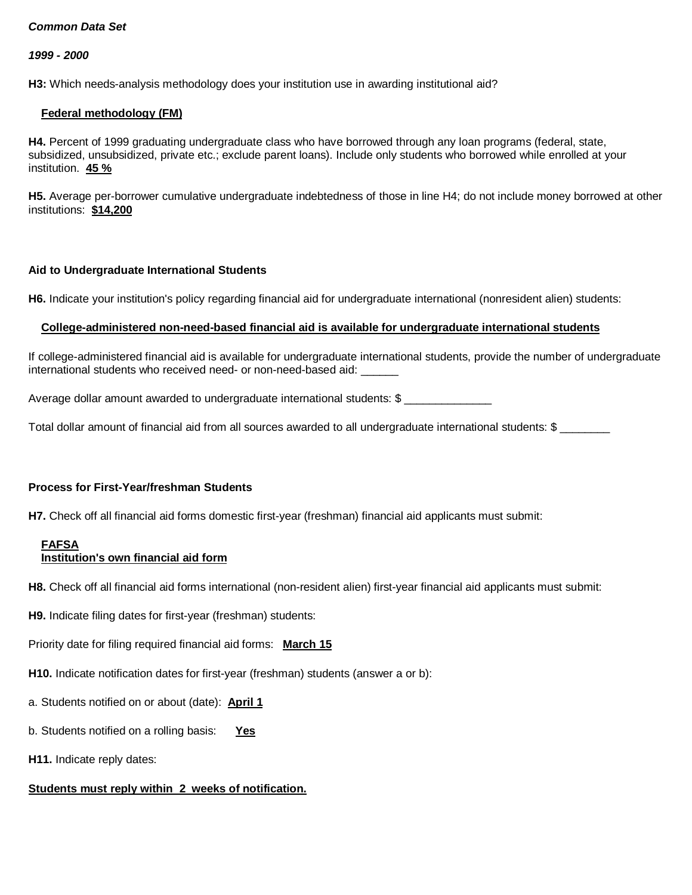***Common Data Set***

***1999 - 2000***

**H3:** Which needs-analysis methodology does your institution use in awarding institutional aid?

**Federal methodology (FM)**

**H4.** Percent of 1999 graduating undergraduate class who have borrowed through any loan programs (federal, state, subsidized, unsubsidized, private etc.; exclude parent loans). Include only students who borrowed while enrolled at your institution. **45 %**

**H5.** Average per-borrower cumulative undergraduate indebtedness of those in line H4; do not include money borrowed at other institutions: **$14,200**

**Aid to Undergraduate International Students**

**H6.** Indicate your institution's policy regarding financial aid for undergraduate international (nonresident alien) students:

**College-administered non-need-based financial aid is available for undergraduate international students**

If college-administered financial aid is available for undergraduate international students, provide the number of undergraduate international students who received need- or non-need-based aid: ______

Average dollar amount awarded to undergraduate international students: $ ______________

Total dollar amount of financial aid from all sources awarded to all undergraduate international students: $ ________

**Process for First-Year/freshman Students**

**H7.** Check off all financial aid forms domestic first-year (freshman) financial aid applicants must submit:

**FAFSA**
**Institution's own financial aid form**

**H8.** Check off all financial aid forms international (non-resident alien) first-year financial aid applicants must submit:

**H9.** Indicate filing dates for first-year (freshman) students:

Priority date for filing required financial aid forms: **March 15**

**H10.** Indicate notification dates for first-year (freshman) students (answer a or b):

a. Students notified on or about (date): **April 1**

b. Students notified on a rolling basis: **Yes**

**H11.** Indicate reply dates:

**Students must reply within 2 weeks of notification.**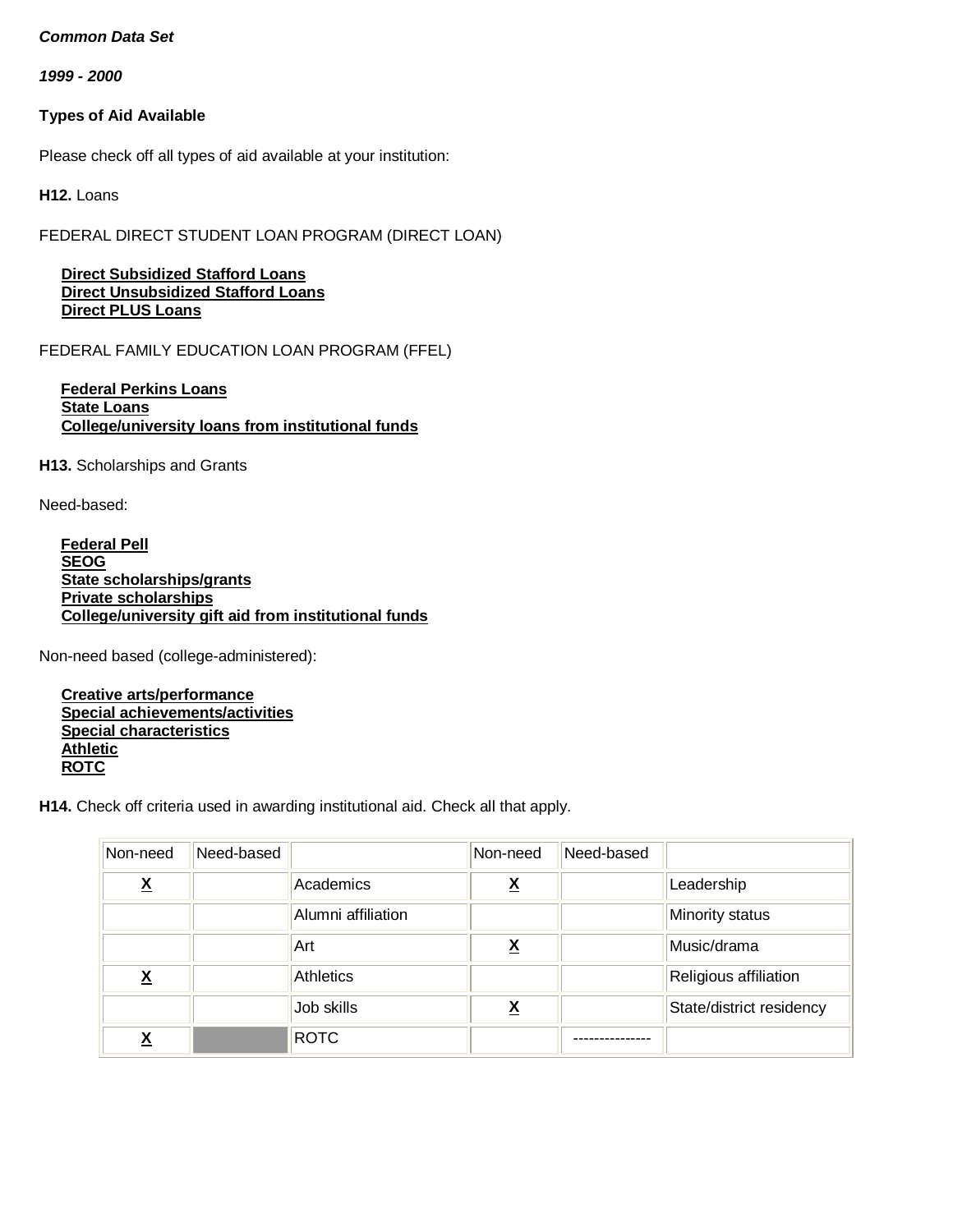***Common Data Set***

***1999 - 2000***

**Types of Aid Available**

Please check off all types of aid available at your institution:

**H12.** Loans

FEDERAL DIRECT STUDENT LOAN PROGRAM (DIRECT LOAN)

**Direct Subsidized Stafford Loans**
**Direct Unsubsidized Stafford Loans**
**Direct PLUS Loans**

FEDERAL FAMILY EDUCATION LOAN PROGRAM (FFEL)

**Federal Perkins Loans**
**State Loans**
**College/university loans from institutional funds**

**H13.** Scholarships and Grants

Need-based:

**Federal Pell**
**SEOG**
**State scholarships/grants**
**Private scholarships**
**College/university gift aid from institutional funds**

Non-need based (college-administered):

**Creative arts/performance**
**Special achievements/activities**
**Special characteristics**
**Athletic**
**ROTC**

**H14.** Check off criteria used in awarding institutional aid. Check all that apply.

| Non-need | Need-based | | Non-need | Need-based | |
|---|---|---|---|---|---|
| X | | Academics | X | | Leadership |
| | | Alumni affiliation | | | Minority status |
| | | Art | X | | Music/drama |
| X | | Athletics | | | Religious affiliation |
| | | Job skills | X | | State/district residency |
| X | | ROTC | | --------------- | |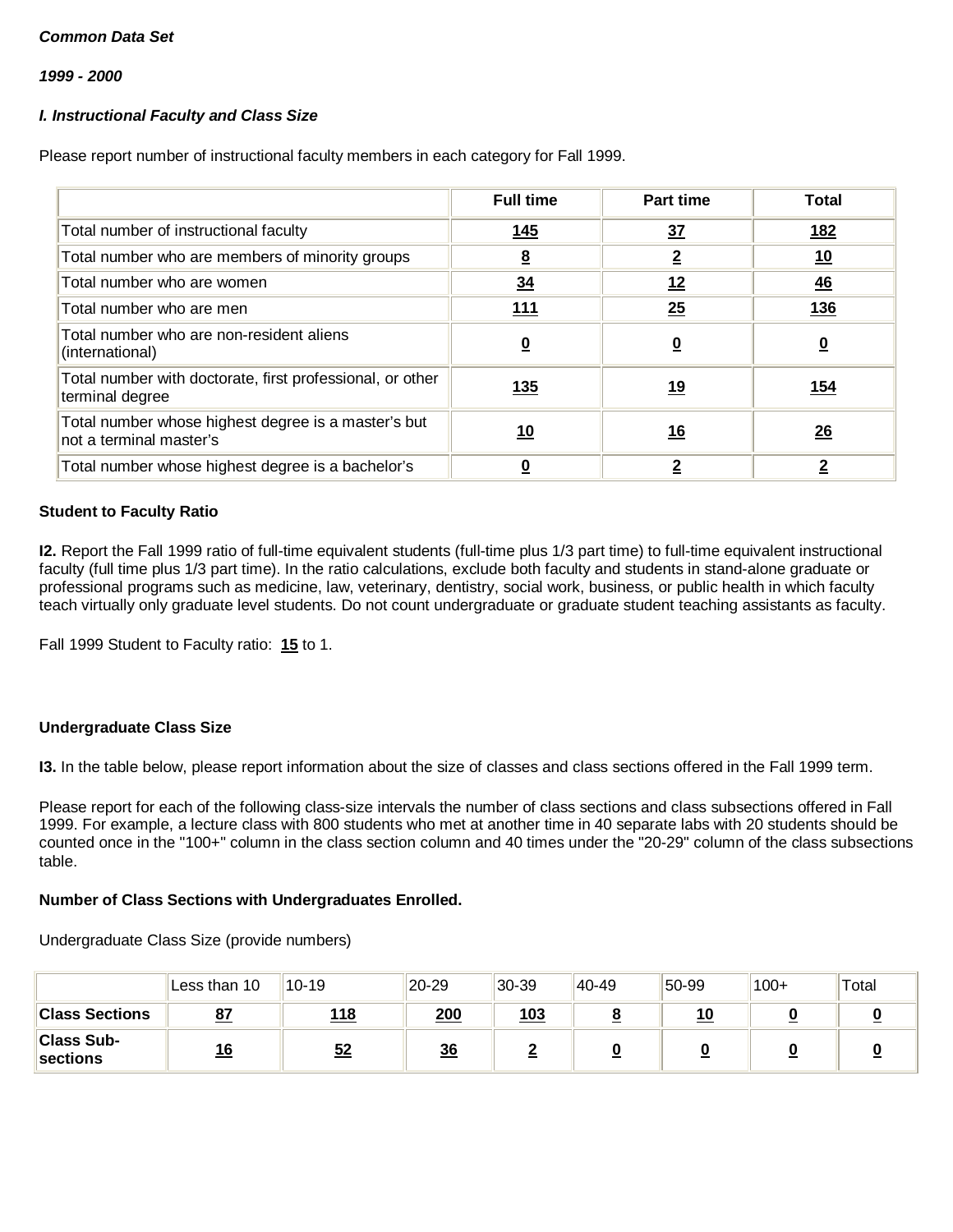***Common Data Set***

***1999 - 2000***

***I. Instructional Faculty and Class Size***

Please report number of instructional faculty members in each category for Fall 1999.

| | Full time | Part time | Total |
|---|---|---|---|
| Total number of instructional faculty | 145 | 37 | 182 |
| Total number who are members of minority groups | 8 | 2 | 10 |
| Total number who are women | 34 | 12 | 46 |
| Total number who are men | 111 | 25 | 136 |
| Total number who are non-resident aliens (international) | 0 | 0 | 0 |
| Total number with doctorate, first professional, or other terminal degree | 135 | 19 | 154 |
| Total number whose highest degree is a master's but not a terminal master's | 10 | 16 | 26 |
| Total number whose highest degree is a bachelor's | 0 | 2 | 2 |

**Student to Faculty Ratio**

**I2.** Report the Fall 1999 ratio of full-time equivalent students (full-time plus 1/3 part time) to full-time equivalent instructional faculty (full time plus 1/3 part time). In the ratio calculations, exclude both faculty and students in stand-alone graduate or professional programs such as medicine, law, veterinary, dentistry, social work, business, or public health in which faculty teach virtually only graduate level students. Do not count undergraduate or graduate student teaching assistants as faculty.

Fall 1999 Student to Faculty ratio: **15** to 1.

**Undergraduate Class Size**

**I3.** In the table below, please report information about the size of classes and class sections offered in the Fall 1999 term.

Please report for each of the following class-size intervals the number of class sections and class subsections offered in Fall 1999. For example, a lecture class with 800 students who met at another time in 40 separate labs with 20 students should be counted once in the "100+" column in the class section column and 40 times under the "20-29" column of the class subsections table.

**Number of Class Sections with Undergraduates Enrolled.**

Undergraduate Class Size (provide numbers)

| | Less than 10 | 10-19 | 20-29 | 30-39 | 40-49 | 50-99 | 100+ | Total |
|---|---|---|---|---|---|---|---|---|
| **Class Sections** | 87 | 118 | 200 | 103 | 8 | 10 | 0 | 0 |
| **Class Sub-sections** | 16 | 52 | 36 | 2 | 0 | 0 | 0 | 0 |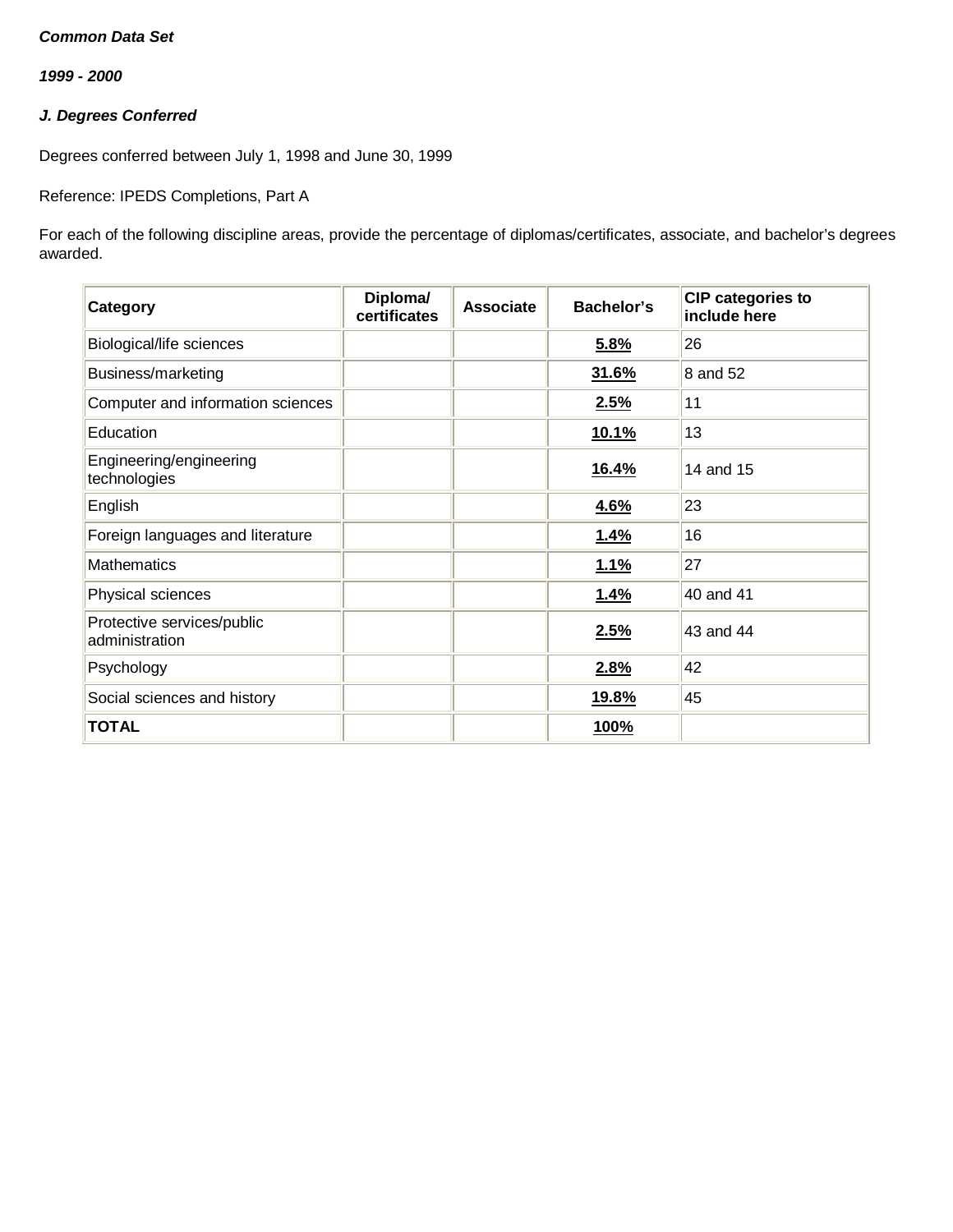***Common Data Set***

***1999 - 2000***

***J. Degrees Conferred***

Degrees conferred between July 1, 1998 and June 30, 1999

Reference: IPEDS Completions, Part A

For each of the following discipline areas, provide the percentage of diplomas/certificates, associate, and bachelor's degrees awarded.

| Category | Diploma/ certificates | Associate | Bachelor's | CIP categories to include here |
|---|---|---|---|---|
| Biological/life sciences | | | **5.8%** | 26 |
| Business/marketing | | | **31.6%** | 8 and 52 |
| Computer and information sciences | | | **2.5%** | 11 |
| Education | | | **10.1%** | 13 |
| Engineering/engineering technologies | | | **16.4%** | 14 and 15 |
| English | | | **4.6%** | 23 |
| Foreign languages and literature | | | **1.4%** | 16 |
| Mathematics | | | **1.1%** | 27 |
| Physical sciences | | | **1.4%** | 40 and 41 |
| Protective services/public administration | | | **2.5%** | 43 and 44 |
| Psychology | | | **2.8%** | 42 |
| Social sciences and history | | | **19.8%** | 45 |
| **TOTAL** | | | **100%** | |